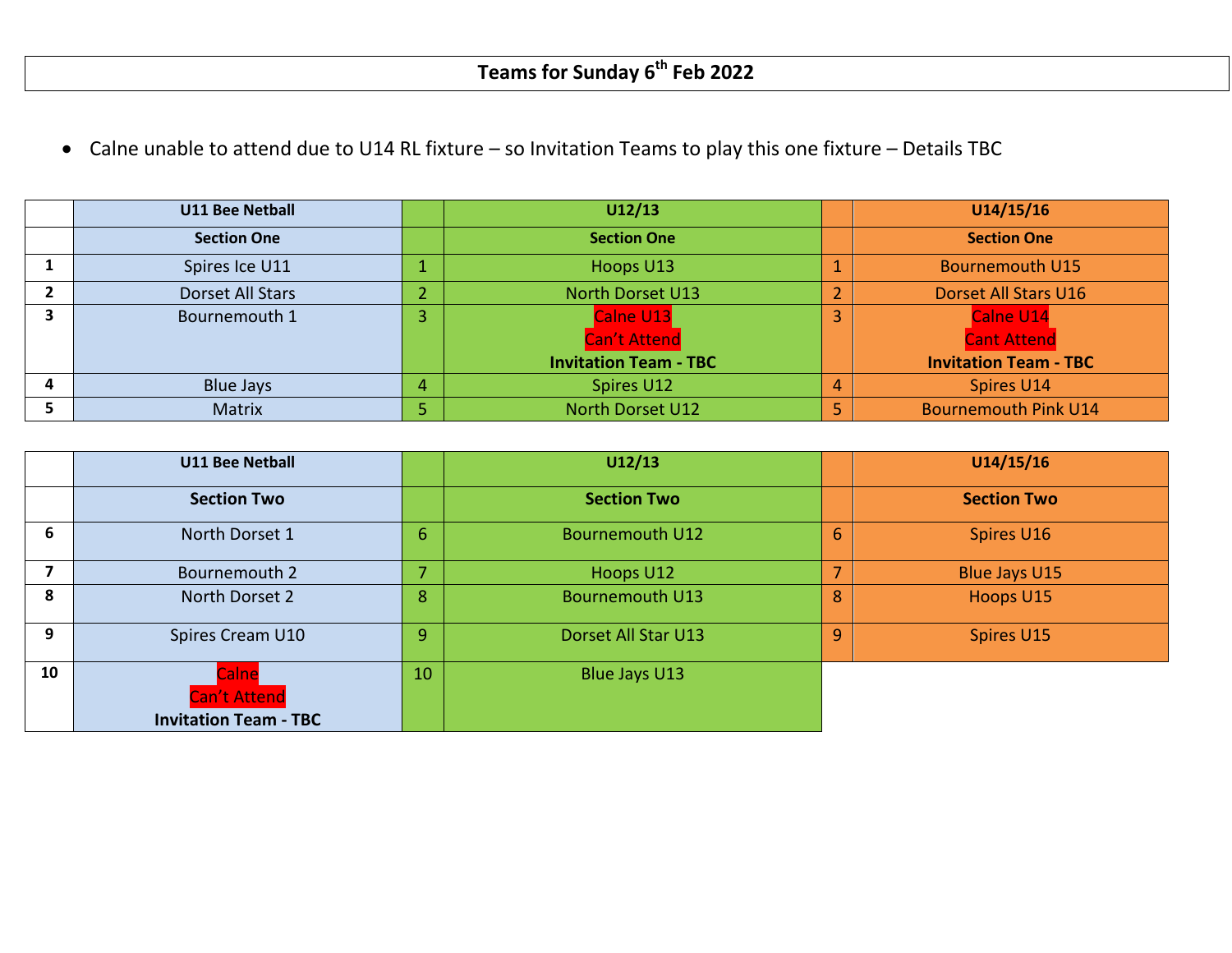# Teams for Sunday 6th Feb 2022

- Calne unable to attend due to U14 RL fixture – so Invitation Teams to play this one fixture – Details TBC

| | U11 Bee Netball | | U12/13 | | U14/15/16 |
|---|---|---|---|---|---|
| | **Section One** | | **Section One** | | **Section One** |
| 1 | Spires Ice U11 | 1 | Hoops U13 | 1 | Bournemouth U15 |
| 2 | Dorset All Stars | 2 | North Dorset U13 | 2 | Dorset All Stars U16 |
| 3 | Bournemouth 1 | 3 | Calne U13 Can't Attend **Invitation Team - TBC** | 3 | Calne U14 Cant Attend **Invitation Team - TBC** |
| 4 | Blue Jays | 4 | Spires U12 | 4 | Spires U14 |
| 5 | Matrix | 5 | North Dorset U12 | 5 | Bournemouth Pink U14 |

| | U11 Bee Netball | | U12/13 | | U14/15/16 |
|---|---|---|---|---|---|
| | **Section Two** | | **Section Two** | | **Section Two** |
| 6 | North Dorset 1 | 6 | Bournemouth U12 | 6 | Spires U16 |
| 7 | Bournemouth 2 | 7 | Hoops U12 | 7 | Blue Jays U15 |
| 8 | North Dorset 2 | 8 | Bournemouth U13 | 8 | Hoops U15 |
| 9 | Spires Cream U10 | 9 | Dorset All Star U13 | 9 | Spires U15 |
| 10 | Calne Can't Attend **Invitation Team - TBC** | 10 | Blue Jays U13 | | |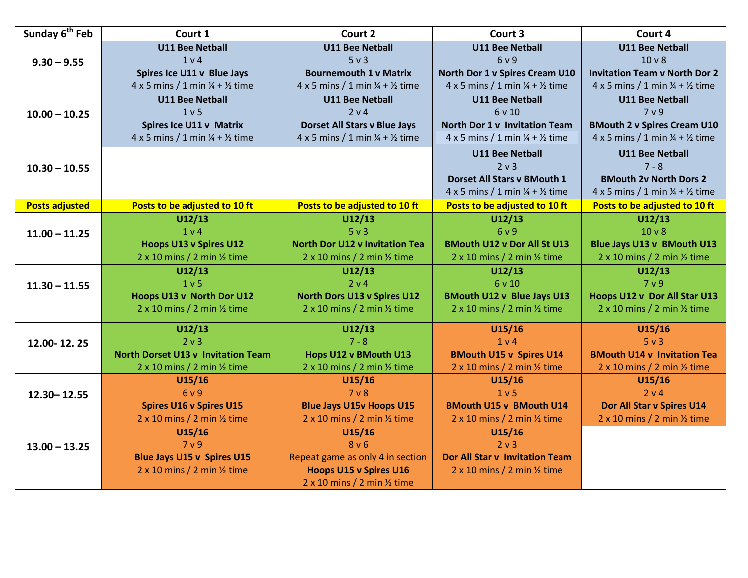| Sunday 6th Feb | Court 1 | Court 2 | Court 3 | Court 4 |
|---|---|---|---|---|
| **9.30 – 9.55** | **U11 Bee Netball**<br>1 v 4<br>**Spires Ice U11 v Blue Jays**<br>4 x 5 mins / 1 min ¼ + ½ time | **U11 Bee Netball**<br>5 v 3<br>**Bournemouth 1 v Matrix**<br>4 x 5 mins / 1 min ¼ + ½ time | **U11 Bee Netball**<br>6 v 9<br>**North Dor 1 v Spires Cream U10**<br>4 x 5 mins / 1 min ¼ + ½ time | **U11 Bee Netball**<br>10 v 8<br>**Invitation Team v North Dor 2**<br>4 x 5 mins / 1 min ¼ + ½ time |
| **10.00 – 10.25** | **U11 Bee Netball**<br>1 v 5<br>**Spires Ice U11 v Matrix**<br>4 x 5 mins / 1 min ¼ + ½ time | **U11 Bee Netball**<br>2 v 4<br>**Dorset All Stars v Blue Jays**<br>4 x 5 mins / 1 min ¼ + ½ time | **U11 Bee Netball**<br>6 v 10<br>**North Dor 1 v Invitation Team**<br>4 x 5 mins / 1 min ¼ + ½ time | **U11 Bee Netball**<br>7 v 9<br>**BMouth 2 v Spires Cream U10**<br>4 x 5 mins / 1 min ¼ + ½ time |
| **10.30 – 10.55** | | | **U11 Bee Netball**<br>2 v 3<br>**Dorset All Stars v BMouth 1**<br>4 x 5 mins / 1 min ¼ + ½ time | **U11 Bee Netball**<br>7 - 8<br>**BMouth 2v North Dors 2**<br>4 x 5 mins / 1 min ¼ + ½ time |
| **Posts adjusted** | **Posts to be adjusted to 10 ft** | **Posts to be adjusted to 10 ft** | **Posts to be adjusted to 10 ft** | **Posts to be adjusted to 10 ft** |
| **11.00 – 11.25** | **U12/13**<br>1 v 4<br>**Hoops U13 v Spires U12**<br>2 x 10 mins / 2 min ½ time | **U12/13**<br>5 v 3<br>**North Dor U12 v Invitation Tea**<br>2 x 10 mins / 2 min ½ time | **U12/13**<br>6 v 9<br>**BMouth U12 v Dor All St U13**<br>2 x 10 mins / 2 min ½ time | **U12/13**<br>10 v 8<br>**Blue Jays U13 v BMouth U13**<br>2 x 10 mins / 2 min ½ time |
| **11.30 – 11.55** | **U12/13**<br>1 v 5<br>**Hoops U13 v North Dor U12**<br>2 x 10 mins / 2 min ½ time | **U12/13**<br>2 v 4<br>**North Dors U13 v Spires U12**<br>2 x 10 mins / 2 min ½ time | **U12/13**<br>6 v 10<br>**BMouth U12 v Blue Jays U13**<br>2 x 10 mins / 2 min ½ time | **U12/13**<br>7 v 9<br>**Hoops U12 v Dor All Star U13**<br>2 x 10 mins / 2 min ½ time |
| **12.00- 12. 25** | **U12/13**<br>2 v 3<br>**North Dorset U13 v Invitation Team**<br>2 x 10 mins / 2 min ½ time | **U12/13**<br>7 - 8<br>**Hops U12 v BMouth U13**<br>2 x 10 mins / 2 min ½ time | **U15/16**<br>1 v 4<br>**BMouth U15 v Spires U14**<br>2 x 10 mins / 2 min ½ time | **U15/16**<br>5 v 3<br>**BMouth U14 v Invitation Tea**<br>2 x 10 mins / 2 min ½ time |
| **12.30– 12.55** | **U15/16**<br>6 v 9<br>**Spires U16 v Spires U15**<br>2 x 10 mins / 2 min ½ time | **U15/16**<br>7 v 8<br>**Blue Jays U15v Hoops U15**<br>2 x 10 mins / 2 min ½ time | **U15/16**<br>1 v 5<br>**BMouth U15 v BMouth U14**<br>2 x 10 mins / 2 min ½ time | **U15/16**<br>2 v 4<br>**Dor All Star v Spires U14**<br>2 x 10 mins / 2 min ½ time |
| **13.00 – 13.25** | **U15/16**<br>7 v 9<br>**Blue Jays U15 v Spires U15**<br>2 x 10 mins / 2 min ½ time | **U15/16**<br>8 v 6<br>Repeat game as only 4 in section<br>**Hoops U15 v Spires U16**<br>2 x 10 mins / 2 min ½ time | **U15/16**<br>2 v 3<br>**Dor All Star v Invitation Team**<br>2 x 10 mins / 2 min ½ time | |